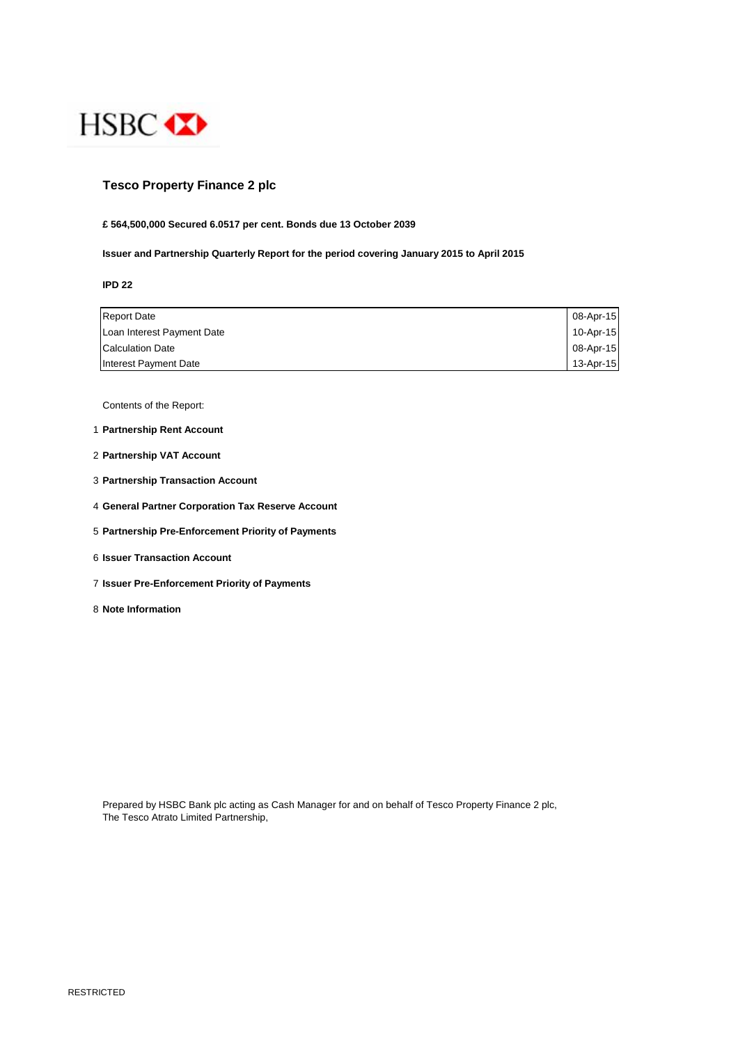HSBC

## Tesco Property Finance 2 plc

**£ 564,500,000 Secured 6.0517 per cent. Bonds due 13 October 2039**

**Issuer and Partnership Quarterly Report for the period covering January 2015 to April 2015**

**IPD 22**

| | |
|---|---|
| Report Date | 08-Apr-15 |
| Loan Interest Payment Date | 10-Apr-15 |
| Calculation Date | 08-Apr-15 |
| Interest Payment Date | 13-Apr-15 |

Contents of the Report:

1. **Partnership Rent Account**
2. **Partnership VAT Account**
3. **Partnership Transaction Account**
4. **General Partner Corporation Tax Reserve Account**
5. **Partnership Pre-Enforcement Priority of Payments**
6. **Issuer Transaction Account**
7. **Issuer Pre-Enforcement Priority of Payments**
8. **Note Information**

Prepared by HSBC Bank plc acting as Cash Manager for and on behalf of Tesco Property Finance 2 plc,
The Tesco Atrato Limited Partnership,

RESTRICTED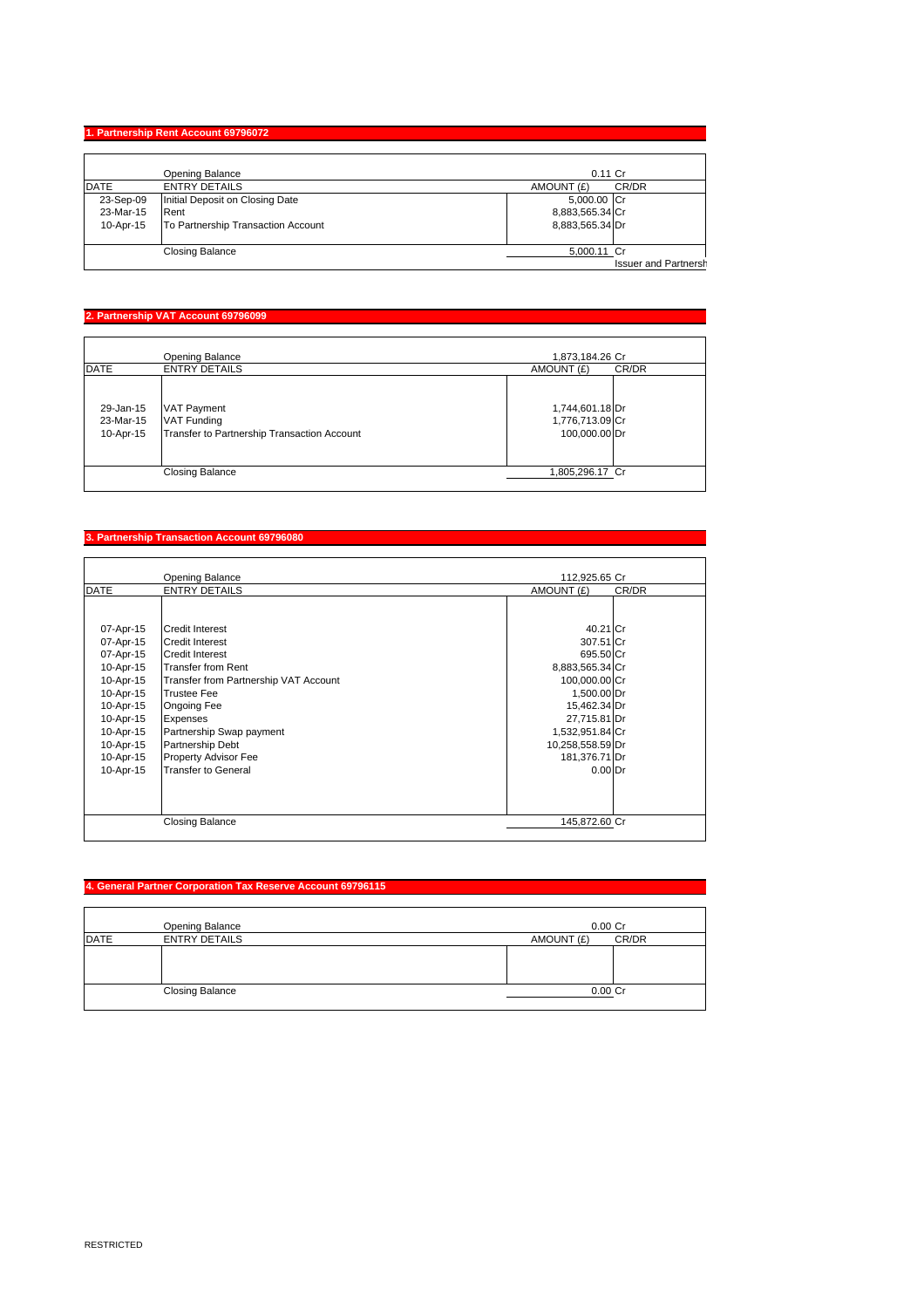## 1. Partnership Rent Account 69796072

| DATE | ENTRY DETAILS | AMOUNT (£) | CR/DR |
|---|---|---|---|
| | Opening Balance | 0.11 | Cr |
| 23-Sep-09 | Initial Deposit on Closing Date | 5,000.00 | Cr |
| 23-Mar-15 | Rent | 8,883,565.34 | Cr |
| 10-Apr-15 | To Partnership Transaction Account | 8,883,565.34 | Dr |
| | Closing Balance | 5,000.11 | Cr |
| | | | Issuer and Partnersh |

## 2. Partnership VAT Account 69796099

| DATE | ENTRY DETAILS | AMOUNT (£) | CR/DR |
|---|---|---|---|
| | Opening Balance | 1,873,184.26 | Cr |
| 29-Jan-15 | VAT Payment | 1,744,601.18 | Dr |
| 23-Mar-15 | VAT Funding | 1,776,713.09 | Cr |
| 10-Apr-15 | Transfer to Partnership Transaction Account | 100,000.00 | Dr |
| | Closing Balance | 1,805,296.17 | Cr |

## 3. Partnership Transaction Account 69796080

| DATE | ENTRY DETAILS | AMOUNT (£) | CR/DR |
|---|---|---|---|
| | Opening Balance | 112,925.65 | Cr |
| 07-Apr-15 | Credit Interest | 40.21 | Cr |
| 07-Apr-15 | Credit Interest | 307.51 | Cr |
| 07-Apr-15 | Credit Interest | 695.50 | Cr |
| 10-Apr-15 | Transfer from Rent | 8,883,565.34 | Cr |
| 10-Apr-15 | Transfer from Partnership VAT Account | 100,000.00 | Cr |
| 10-Apr-15 | Trustee Fee | 1,500.00 | Dr |
| 10-Apr-15 | Ongoing Fee | 15,462.34 | Dr |
| 10-Apr-15 | Expenses | 27,715.81 | Dr |
| 10-Apr-15 | Partnership Swap payment | 1,532,951.84 | Cr |
| 10-Apr-15 | Partnership Debt | 10,258,558.59 | Dr |
| 10-Apr-15 | Property Advisor Fee | 181,376.71 | Dr |
| 10-Apr-15 | Transfer to General | 0.00 | Dr |
| | Closing Balance | 145,872.60 | Cr |

## 4. General Partner Corporation Tax Reserve Account 69796115

| DATE | ENTRY DETAILS | AMOUNT (£) | CR/DR |
|---|---|---|---|
| | Opening Balance | 0.00 | Cr |
| | Closing Balance | 0.00 | Cr |

RESTRICTED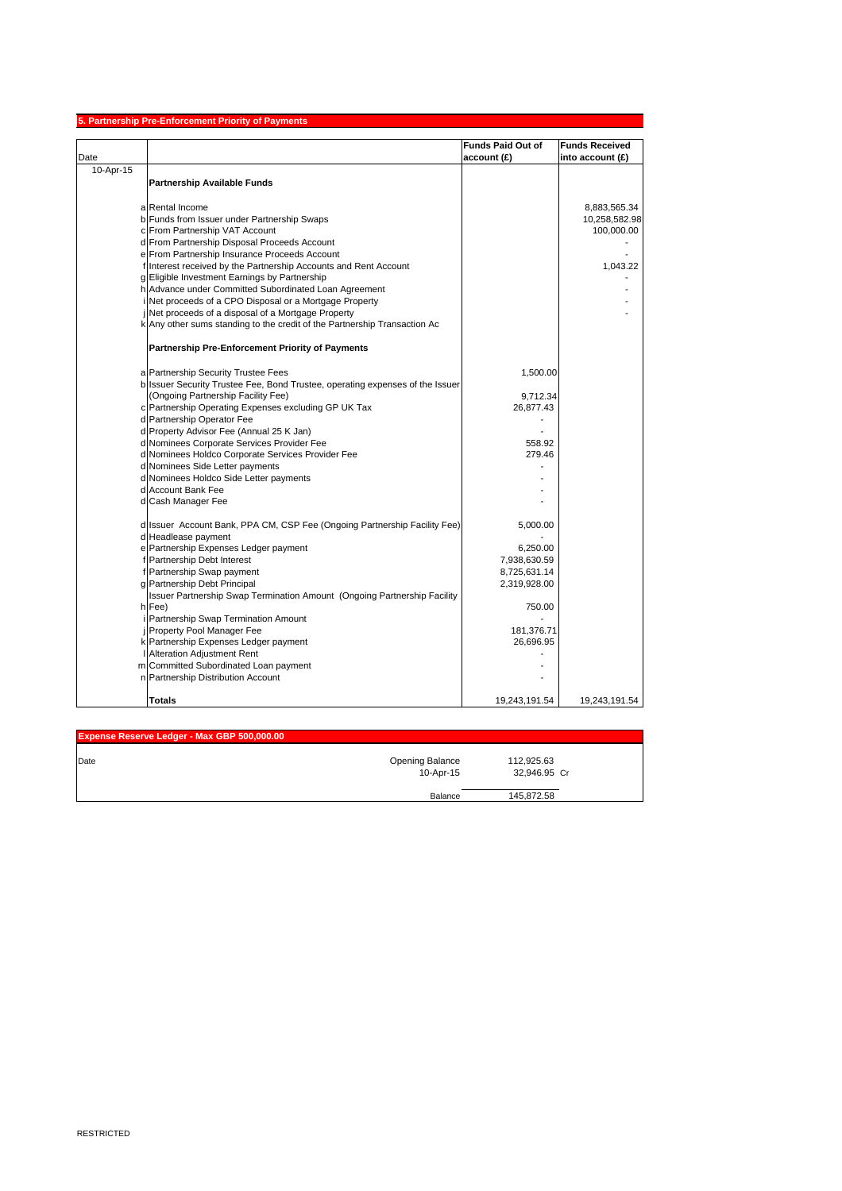## 5. Partnership Pre-Enforcement Priority of Payments

| Date | | | Funds Paid Out of account (£) | Funds Received into account (£) |
|---|---|---|---|---|
| 10-Apr-15 | | **Partnership Available Funds** | | |
| | a | Rental Income | | 8,883,565.34 |
| | b | Funds from Issuer under Partnership Swaps | | 10,258,582.98 |
| | c | From Partnership VAT Account | | 100,000.00 |
| | d | From Partnership Disposal Proceeds Account | | - |
| | e | From Partnership Insurance Proceeds Account | | - |
| | f | Interest received by the Partnership Accounts and Rent Account | | 1,043.22 |
| | g | Eligible Investment Earnings by Partnership | | - |
| | h | Advance under Committed Subordinated Loan Agreement | | - |
| | i | Net proceeds of a CPO Disposal or a Mortgage Property | | - |
| | j | Net proceeds of a disposal of a Mortgage Property | | - |
| | k | Any other sums standing to the credit of the Partnership Transaction Ac | | |
| | | **Partnership Pre-Enforcement Priority of Payments** | | |
| | a | Partnership Security Trustee Fees | 1,500.00 | |
| | b | Issuer Security Trustee Fee, Bond Trustee, operating expenses of the Issuer (Ongoing Partnership Facility Fee) | 9,712.34 | |
| | c | Partnership Operating Expenses excluding GP UK Tax | 26,877.43 | |
| | d | Partnership Operator Fee | - | |
| | d | Property Advisor Fee (Annual 25 K Jan) | - | |
| | d | Nominees Corporate Services Provider Fee | 558.92 | |
| | d | Nominees Holdco Corporate Services Provider Fee | 279.46 | |
| | d | Nominees Side Letter payments | - | |
| | d | Nominees Holdco Side Letter payments | - | |
| | d | Account Bank Fee | - | |
| | d | Cash Manager Fee | - | |
| | d | Issuer Account Bank, PPA CM, CSP Fee (Ongoing Partnership Facility Fee) | 5,000.00 | |
| | d | Headlease payment | - | |
| | e | Partnership Expenses Ledger payment | 6,250.00 | |
| | f | Partnership Debt Interest | 7,938,630.59 | |
| | f | Partnership Swap payment | 8,725,631.14 | |
| | g | Partnership Debt Principal | 2,319,928.00 | |
| | h | Issuer Partnership Swap Termination Amount (Ongoing Partnership Facility Fee) | 750.00 | |
| | i | Partnership Swap Termination Amount | - | |
| | j | Property Pool Manager Fee | 181,376.71 | |
| | k | Partnership Expenses Ledger payment | 26,696.95 | |
| | l | Alteration Adjustment Rent | - | |
| | m | Committed Subordinated Loan payment | - | |
| | n | Partnership Distribution Account | - | |
| | | **Totals** | 19,243,191.54 | 19,243,191.54 |

## Expense Reserve Ledger - Max GBP 500,000.00

| Date | | | |
|---|---|---|---|
| | Opening Balance | 112,925.63 | |
| | 10-Apr-15 | 32,946.95 | Cr |
| | Balance | 145,872.58 | |

RESTRICTED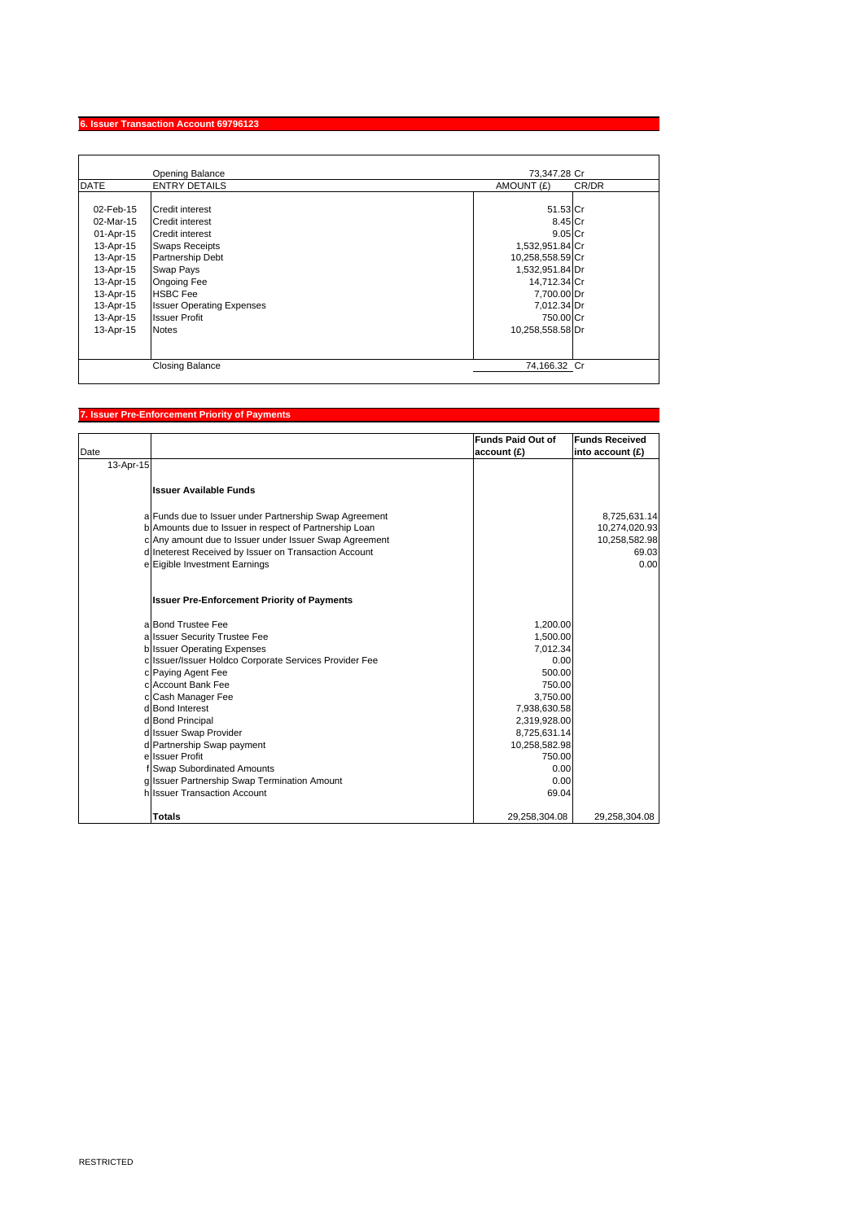## 6. Issuer Transaction Account 69796123

| DATE | ENTRY DETAILS | AMOUNT (£) | CR/DR |
|---|---|---|---|
| | Opening Balance | 73,347.28 | Cr |
| 02-Feb-15 | Credit interest | 51.53 | Cr |
| 02-Mar-15 | Credit interest | 8.45 | Cr |
| 01-Apr-15 | Credit interest | 9.05 | Cr |
| 13-Apr-15 | Swaps Receipts | 1,532,951.84 | Cr |
| 13-Apr-15 | Partnership Debt | 10,258,558.59 | Cr |
| 13-Apr-15 | Swap Pays | 1,532,951.84 | Dr |
| 13-Apr-15 | Ongoing Fee | 14,712.34 | Cr |
| 13-Apr-15 | HSBC Fee | 7,700.00 | Dr |
| 13-Apr-15 | Issuer Operating Expenses | 7,012.34 | Dr |
| 13-Apr-15 | Issuer Profit | 750.00 | Cr |
| 13-Apr-15 | Notes | 10,258,558.58 | Dr |
| | Closing Balance | 74,166.32 | Cr |

## 7. Issuer Pre-Enforcement Priority of Payments

| Date | | | Funds Paid Out of account (£) | Funds Received into account (£) |
|---|---|---|---|---|
| 13-Apr-15 | | | | |
| | | **Issuer Available Funds** | | |
| | a | Funds due to Issuer under Partnership Swap Agreement | | 8,725,631.14 |
| | b | Amounts due to Issuer in respect of Partnership Loan | | 10,274,020.93 |
| | c | Any amount due to Issuer under Issuer Swap Agreement | | 10,258,582.98 |
| | d | Ineterest Received by Issuer on Transaction Account | | 69.03 |
| | e | Eigible Investment Earnings | | 0.00 |
| | | **Issuer Pre-Enforcement Priority of Payments** | | |
| | a | Bond Trustee Fee | 1,200.00 | |
| | a | Issuer Security Trustee Fee | 1,500.00 | |
| | b | Issuer Operating Expenses | 7,012.34 | |
| | c | Issuer/Issuer Holdco Corporate Services Provider Fee | 0.00 | |
| | c | Paying Agent Fee | 500.00 | |
| | c | Account Bank Fee | 750.00 | |
| | c | Cash Manager Fee | 3,750.00 | |
| | d | Bond Interest | 7,938,630.58 | |
| | d | Bond Principal | 2,319,928.00 | |
| | d | Issuer Swap Provider | 8,725,631.14 | |
| | d | Partnership Swap payment | 10,258,582.98 | |
| | e | Issuer Profit | 750.00 | |
| | f | Swap Subordinated Amounts | 0.00 | |
| | g | Issuer Partnership Swap Termination Amount | 0.00 | |
| | h | Issuer Transaction Account | 69.04 | |
| | | **Totals** | 29,258,304.08 | 29,258,304.08 |

RESTRICTED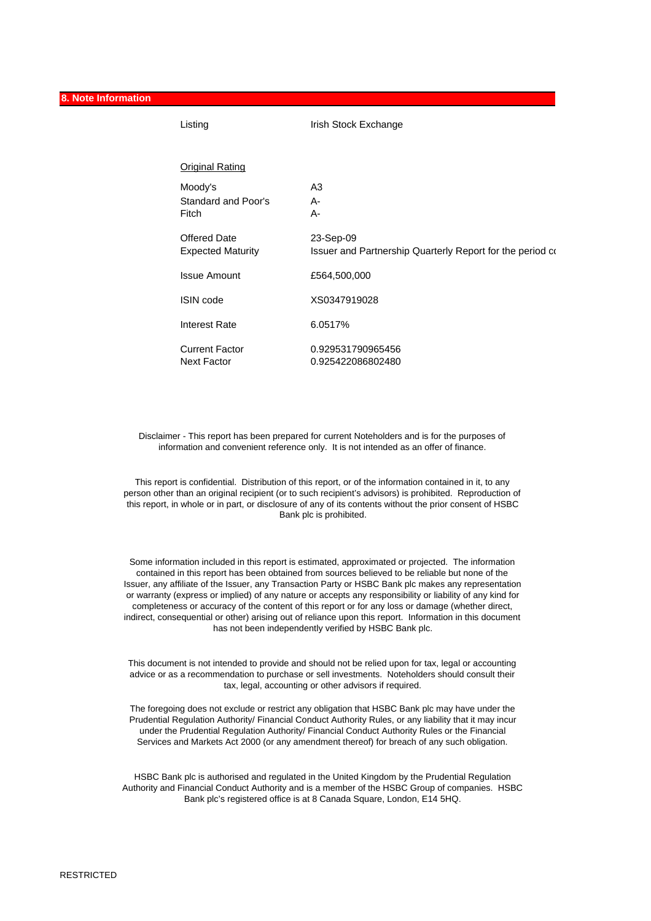## 8. Note Information

| | |
|---|---|
| Listing | Irish Stock Exchange |
| <u>Original Rating</u> | |
| Moody's | A3 |
| Standard and Poor's | A- |
| Fitch | A- |
| Offered Date | 23-Sep-09 |
| Expected Maturity | Issuer and Partnership Quarterly Report for the period co |
| Issue Amount | £564,500,000 |
| ISIN code | XS0347919028 |
| Interest Rate | 6.0517% |
| Current Factor | 0.929531790965456 |
| Next Factor | 0.925422086802480 |

Disclaimer - This report has been prepared for current Noteholders and is for the purposes of information and convenient reference only. It is not intended as an offer of finance.

This report is confidential. Distribution of this report, or of the information contained in it, to any person other than an original recipient (or to such recipient's advisors) is prohibited. Reproduction of this report, in whole or in part, or disclosure of any of its contents without the prior consent of HSBC Bank plc is prohibited.

Some information included in this report is estimated, approximated or projected. The information contained in this report has been obtained from sources believed to be reliable but none of the Issuer, any affiliate of the Issuer, any Transaction Party or HSBC Bank plc makes any representation or warranty (express or implied) of any nature or accepts any responsibility or liability of any kind for completeness or accuracy of the content of this report or for any loss or damage (whether direct, indirect, consequential or other) arising out of reliance upon this report. Information in this document has not been independently verified by HSBC Bank plc.

This document is not intended to provide and should not be relied upon for tax, legal or accounting advice or as a recommendation to purchase or sell investments. Noteholders should consult their tax, legal, accounting or other advisors if required.

The foregoing does not exclude or restrict any obligation that HSBC Bank plc may have under the Prudential Regulation Authority/ Financial Conduct Authority Rules, or any liability that it may incur under the Prudential Regulation Authority/ Financial Conduct Authority Rules or the Financial Services and Markets Act 2000 (or any amendment thereof) for breach of any such obligation.

HSBC Bank plc is authorised and regulated in the United Kingdom by the Prudential Regulation Authority and Financial Conduct Authority and is a member of the HSBC Group of companies. HSBC Bank plc's registered office is at 8 Canada Square, London, E14 5HQ.

RESTRICTED